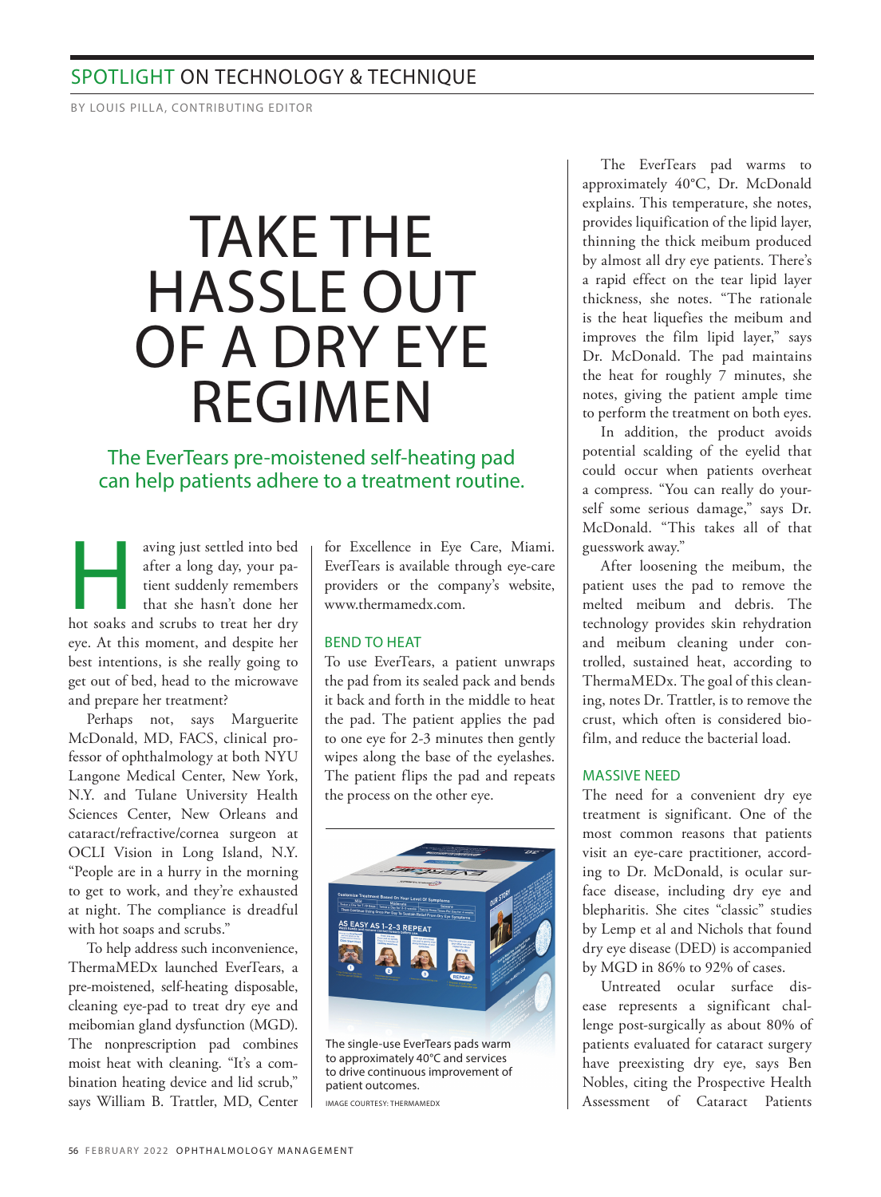## SPOTLIGHT ON TECHNOLOGY & TECHNIQUE

BY LOUIS PILLA, CONTRIBUTING EDITOR

# TAKE THE HASSLE OUT OF A DRY EYE REGIMEN

### The EverTears pre-moistened self-heating pad can help patients adhere to a treatment routine.

Having just settled into bed after a long day, your patient suddenly remembers that she hasn't done her hot soaks and scrubs to treat her dry eye. At this moment, and despite her best intentions, is she really going to get out of bed, head to the microwave and prepare her treatment?

Perhaps not, says Marguerite McDonald, MD, FACS, clinical professor of ophthalmology at both NYU Langone Medical Center, New York, N.Y. and Tulane University Health Sciences Center, New Orleans and cataract/refractive/cornea surgeon at OCLI Vision in Long Island, N.Y. "People are in a hurry in the morning to get to work, and they're exhausted at night. The compliance is dreadful with hot soaps and scrubs."

To help address such inconvenience, ThermaMEDx launched EverTears, a pre-moistened, self-heating disposable, cleaning eye-pad to treat dry eye and meibomian gland dysfunction (MGD). The nonprescription pad combines moist heat with cleaning. "It's a combination heating device and lid scrub," says William B. Trattler, MD, Center for Excellence in Eye Care, Miami. EverTears is available through eye-care providers or the company's website, www.thermamedx.com.

#### BEND TO HEAT

To use EverTears, a patient unwraps the pad from its sealed pack and bends it back and forth in the middle to heat the pad. The patient applies the pad to one eye for 2-3 minutes then gently wipes along the base of the eyelashes. The patient flips the pad and repeats the process on the other eye.

The single-use EverTears pads warm to approximately 40°C and services to drive continuous improvement of patient outcomes.

IMAGE COURTESY: THERMAMEDX

The EverTears pad warms to approximately 40°C, Dr. McDonald explains. This temperature, she notes, provides liquification of the lipid layer, thinning the thick meibum produced by almost all dry eye patients. There's a rapid effect on the tear lipid layer thickness, she notes. "The rationale is the heat liquefies the meibum and improves the film lipid layer," says Dr. McDonald. The pad maintains the heat for roughly 7 minutes, she notes, giving the patient ample time to perform the treatment on both eyes.

In addition, the product avoids potential scalding of the eyelid that could occur when patients overheat a compress. "You can really do yourself some serious damage," says Dr. McDonald. "This takes all of that guesswork away."

After loosening the meibum, the patient uses the pad to remove the melted meibum and debris. The technology provides skin rehydration and meibum cleaning under controlled, sustained heat, according to ThermaMEDx. The goal of this cleaning, notes Dr. Trattler, is to remove the crust, which often is considered biofilm, and reduce the bacterial load.

#### MASSIVE NEED

The need for a convenient dry eye treatment is significant. One of the most common reasons that patients visit an eye-care practitioner, according to Dr. McDonald, is ocular surface disease, including dry eye and blepharitis. She cites "classic" studies by Lemp et al and Nichols that found dry eye disease (DED) is accompanied by MGD in 86% to 92% of cases.

Untreated ocular surface disease represent a significant challenge post-surgically as about 80% of patients evaluated for cataract surgery have preexisting dry eye, says Ben Nobles, citing the Prospective Health Assessment of Cataract Patients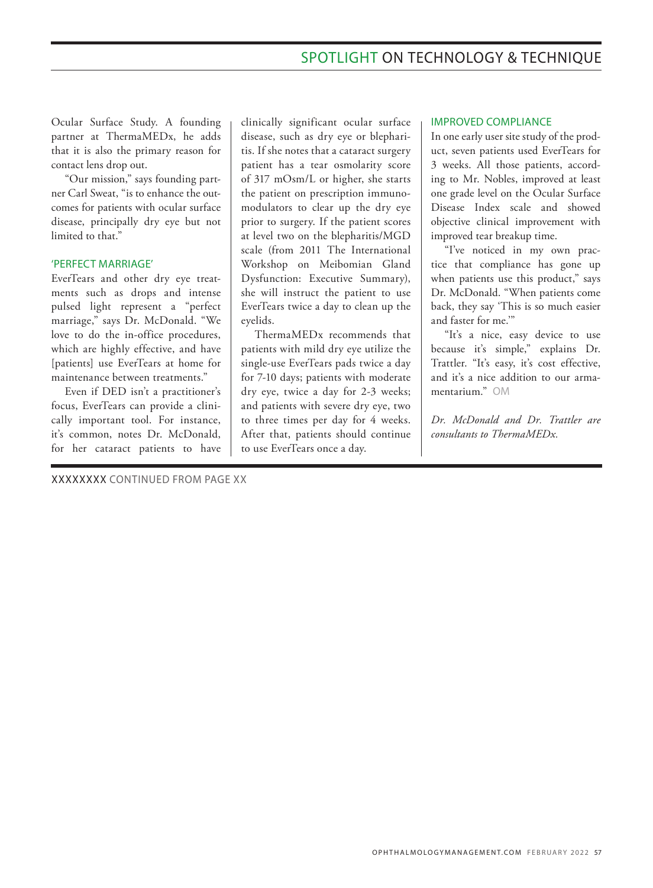Ocular Surface Study. A founding partner at ThermaMEDx, he adds that it is also the primary reason for contact lens drop out.

"Our mission," says founding partner Carl Sweat, "is to enhance the outcomes for patients with ocular surface disease, principally dry eye but not limited to that."

## 'PERFECT MARRIAGE'

EverTears and other dry eye treatments such as drops and intense pulsed light represent a "perfect marriage," says Dr. McDonald. "We love to do the in-office procedures, which are highly effective, and have [patients] use EverTears at home for maintenance between treatments."

Even if DED isn't a practitioner's focus, EverTears can provide a clinically important tool. For instance, it's common, notes Dr. McDonald, for her cataract patients to have clinically significant ocular surface disease, such as dry eye or blepharitis. If she notes that a cataract surgery patient has a tear osmolarity score of 317 mOsm/L or higher, she starts the patient on prescription immunomodulators to clear up the dry eye prior to surgery. If the patient scores at level two on the blepharitis/MGD scale (from 2011 The International Workshop on Meibomian Gland Dysfunction: Executive Summary), she will instruct the patient to use EverTears twice a day to clean up the eyelids.

ThermaMEDx recommends that patients with mild dry eye utilize the single-use EverTears pads twice a day for 7-10 days; patients with moderate dry eye, twice a day for 2-3 weeks; and patients with severe dry eye, two to three times per day for 4 weeks. After that, patients should continue to use EverTears once a day.

## IMPROVED COMPLIANCE

In one early user site study of the product, seven patients used EverTears for 3 weeks. All those patients, according to Mr. Nobles, improved at least one grade level on the Ocular Surface Disease Index scale and showed objective clinical improvement with improved tear breakup time.

"I've noticed in my own practice that compliance has gone up when patients use this product," says Dr. McDonald. "When patients come back, they say 'This is so much easier and faster for me.'"

"It's a nice, easy device to use because it's simple," explains Dr. Trattler. "It's easy, it's cost effective, and it's a nice addition to our armamentarium." OM

*Dr. McDonald and Dr. Trattler are consultants to ThermaMEDx.*

XXXXXXXX CONTINUED FROM PAGE XX